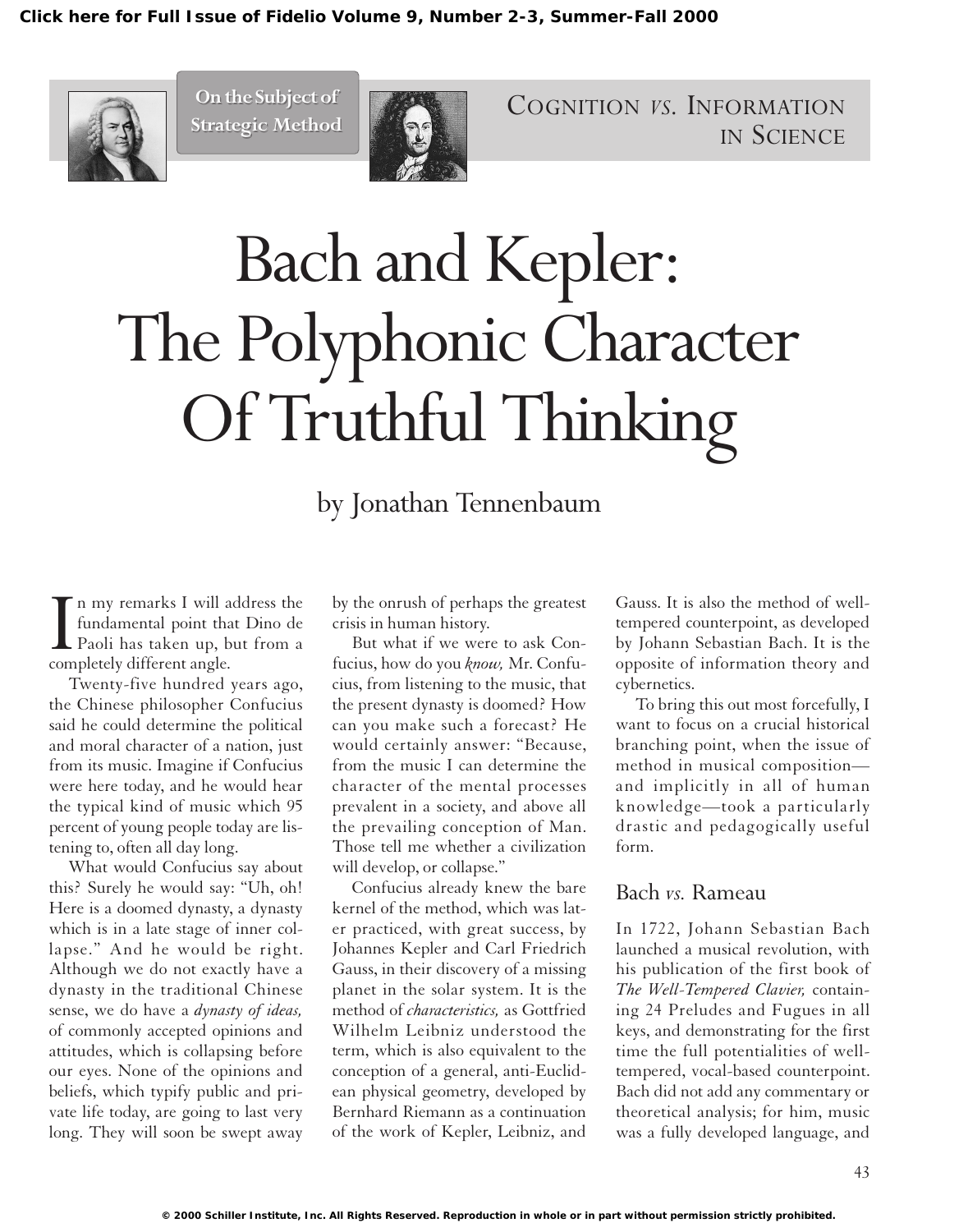On the Subject of Strategic Method

COGNITION *VS.* INFORMATION IN SCIENCE

# Bach and Kepler: The Polyphonic Character Of Truthful Thinking

by Jonathan Tennenbaum

In my remarks I will address the fundamental point that Dino de Paoli has taken up, but from a completely different angle.

Twenty-five hundred years ago, the Chinese philosopher Confucius said he could determine the political and moral character of a nation, just from its music. Imagine if Confucius were here today, and he would hear the typical kind of music which 95 percent of young people today are listening to, often all day long.

What would Confucius say about this? Surely he would say: "Uh, oh! Here is a doomed dynasty, a dynasty which is in a late stage of inner collapse." And he would be right. Although we do not exactly have a dynasty in the traditional Chinese sense, we do have a *dynasty of ideas,* of commonly accepted opinions and attitudes, which is collapsing before our eyes. None of the opinions and beliefs, which typify public and private life today, are going to last very long. They will soon be swept away by the onrush of perhaps the greatest crisis in human history.

But what if we were to ask Confucius, how do you *know,* Mr. Confucius, from listening to the music, that the present dynasty is doomed? How can you make such a forecast? He would certainly answer: "Because, from the music I can determine the character of the mental processes prevalent in a society, and above all the prevailing conception of Man. Those tell me whether a civilization will develop, or collapse."

Confucius already knew the bare kernel of the method, which was later practiced, with great success, by Johannes Kepler and Carl Friedrich Gauss, in their discovery of a missing planet in the solar system. It is the method of *characteristics,* as Gottfried Wilhelm Leibniz understood the term, which is also equivalent to the conception of a general, anti-Euclidean physical geometry, developed by Bernhard Riemann as a continuation of the work of Kepler, Leibniz, and Gauss. It is also the method of well-tempered counterpoint, as developed by Johann Sebastian Bach. It is the opposite of information theory and cybernetics.

To bring this out most forcefully, I want to focus on a crucial historical branching point, when the issue of method in musical composition—and implicitly in all of human knowledge—took a particularly drastic and pedagogically useful form.

## Bach *vs.* Rameau

In 1722, Johann Sebastian Bach launched a musical revolution, with his publication of the first book of *The Well-Tempered Clavier,* containing 24 Preludes and Fugues in all keys, and demonstrating for the first time the full potentialities of well-tempered, vocal-based counterpoint. Bach did not add any commentary or theoretical analysis; for him, music was a fully developed language, and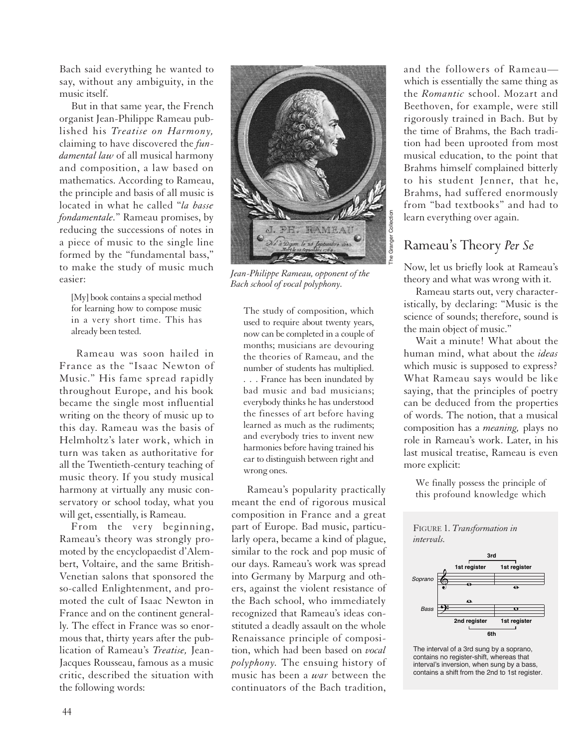Bach said everything he wanted to say, without any ambiguity, in the music itself.

But in that same year, the French organist Jean-Philippe Rameau published his *Treatise on Harmony,* claiming to have discovered the *fundamental law* of all musical harmony and composition, a law based on mathematics. According to Rameau, the principle and basis of all music is located in what he called "*la basse fondamentale.*" Rameau promises, by reducing the successions of notes in a piece of music to the single line formed by the "fundamental bass," to make the study of music much easier:

> [My] book contains a special method for learning how to compose music in a very short time. This has already been tested.

Rameau was soon hailed in France as the "Isaac Newton of Music." His fame spread rapidly throughout Europe, and his book became the single most influential writing on the theory of music up to this day. Rameau was the basis of Helmholtz's later work, which in turn was taken as authoritative for all the Twentieth-century teaching of music theory. If you study musical harmony at virtually any music conservatory or school today, what you will get, essentially, is Rameau.

From the very beginning, Rameau's theory was strongly promoted by the encyclopaedist d'Alembert, Voltaire, and the same British-Venetian salons that sponsored the so-called Enlightenment, and promoted the cult of Isaac Newton in France and on the continent generally. The effect in France was so enormous that, thirty years after the publication of Rameau's *Treatise,* Jean-Jacques Rousseau, famous as a music critic, described the situation with the following words:

*Jean-Philippe Rameau, opponent of the Bach school of vocal polyphony.*

The Granger Collection

> The study of composition, which used to require about twenty years, now can be completed in a couple of months; musicians are devouring the theories of Rameau, and the number of students has multiplied. . . . France has been inundated by bad music and bad musicians; everybody thinks he has understood the finesses of art before having learned as much as the rudiments; and everybody tries to invent new harmonies before having trained his ear to distinguish between right and wrong ones.

Rameau's popularity practically meant the end of rigorous musical composition in France and a great part of Europe. Bad music, particularly opera, became a kind of plague, similar to the rock and pop music of our days. Rameau's work was spread into Germany by Marpurg and others, against the violent resistance of the Bach school, who immediately recognized that Rameau's ideas constituted a deadly assault on the whole Renaissance principle of composition, which had been based on *vocal polyphony.* The ensuing history of music has been a *war* between the continuators of the Bach tradition, and the followers of Rameau—which is essentially the same thing as the *Romantic* school. Mozart and Beethoven, for example, were still rigorously trained in Bach. But by the time of Brahms, the Bach tradition had been uprooted from most musical education, to the point that Brahms himself complained bitterly to his student Jenner, that he, Brahms, had suffered enormously from "bad textbooks" and had to learn everything over again.

## Rameau's Theory *Per Se*

Now, let us briefly look at Rameau's theory and what was wrong with it.

Rameau starts out, very characteristically, by declaring: "Music is the science of sounds; therefore, sound is the main object of music."

Wait a minute! What about the human mind, what about the *ideas* which music is supposed to express? What Rameau says would be like saying, that the principles of poetry can be deduced from the properties of words. The notion, that a musical composition has a *meaning,* plays no role in Rameau's work. Later, in his last musical treatise, Rameau is even more explicit:

> We finally possess the principle of this profound knowledge which

FIGURE 1. *Transformation in intervals.*

3rd
1st register
1st register
Soprano
Bass
2nd register
1st register
6th

The interval of a 3rd sung by a soprano, contains no register-shift, whereas that interval's inversion, when sung by a bass, contains a shift from the 2nd to 1st register.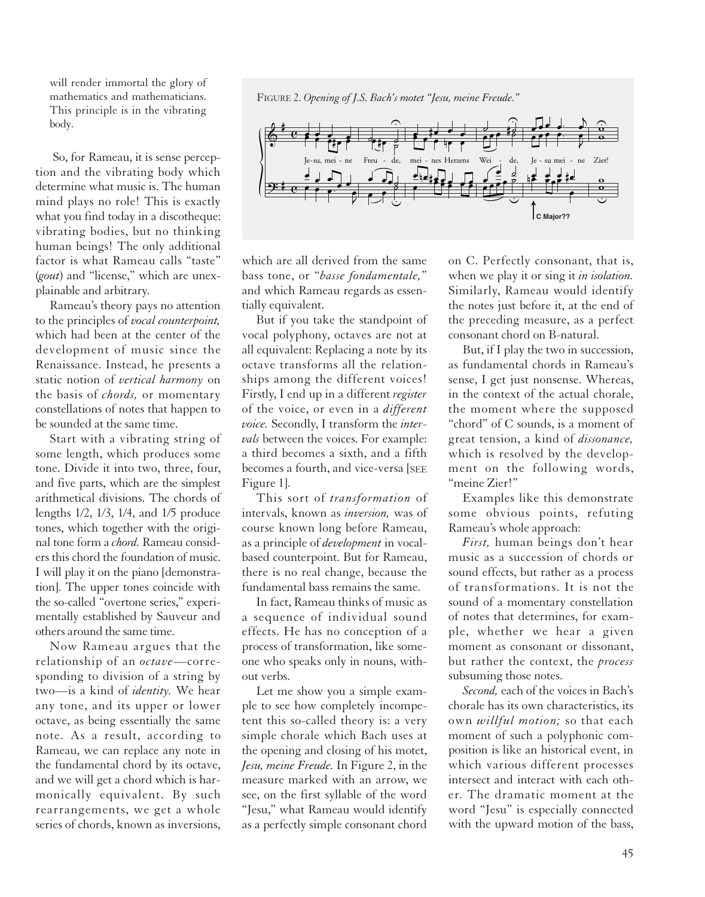will render immortal the glory of mathematics and mathematicians. This principle is in the vibrating body.

So, for Rameau, it is sense perception and the vibrating body which determine what music is. The human mind plays no role! This is exactly what you find today in a discotheque: vibrating bodies, but no thinking human beings! The only additional factor is what Rameau calls "taste" (*gout*) and "license," which are unexplainable and arbitrary.

Rameau's theory pays no attention to the principles of *vocal counterpoint,* which had been at the center of the development of music since the Renaissance. Instead, he presents a static notion of *vertical harmony* on the basis of *chords,* or momentary constellations of notes that happen to be sounded at the same time.

Start with a vibrating string of some length, which produces some tone. Divide it into two, three, four, and five parts, which are the simplest arithmetical divisions. The chords of lengths 1/2, 1/3, 1/4, and 1/5 produce tones, which together with the original tone form a *chord.* Rameau considers this chord the foundation of music. I will play it on the piano [demonstration]. The upper tones coincide with the so-called "overtone series," experimentally established by Sauveur and others around the same time.

Now Rameau argues that the relationship of an *octave*—corresponding to division of a string by two—is a kind of *identity.* We hear any tone, and its upper or lower octave, as being essentially the same note. As a result, according to Rameau, we can replace any note in the fundamental chord by its octave, and we will get a chord which is harmonically equivalent. By such rearrangements, we get a whole series of chords, known as inversions, which are all derived from the same bass tone, or "*basse fondamentale,*" and which Rameau regards as essentially equivalent.

FIGURE 2. *Opening of J.S. Bach's motet "Jesu, meine Freude."*

Je-su, mei - ne Freu - de, mei - nes Herzens Wei - de, Je - su mei - ne Zier!

C Major??

But if you take the standpoint of vocal polyphony, octaves are not at all equivalent: Replacing a note by its octave transforms all the relationships among the different voices! Firstly, I end up in a different *register* of the voice, or even in a *different voice.* Secondly, I transform the *intervals* between the voices. For example: a third becomes a sixth, and a fifth becomes a fourth, and vice-versa [SEE Figure 1].

This sort of *transformation* of intervals, known as *inversion,* was of course known long before Rameau, as a principle of *development* in vocal-based counterpoint. But for Rameau, there is no real change, because the fundamental bass remains the same.

In fact, Rameau thinks of music as a sequence of individual sound effects. He has no conception of a process of transformation, like someone who speaks only in nouns, without verbs.

Let me show you a simple example to see how completely incompetent this so-called theory is: a very simple chorale which Bach uses at the opening and closing of his motet, *Jesu, meine Freude.* In Figure 2, in the measure marked with an arrow, we see, on the first syllable of the word "Jesu," what Rameau would identify as a perfectly simple consonant chord on C. Perfectly consonant, that is, when we play it or sing it *in isolation.* Similarly, Rameau would identify the notes just before it, at the end of the preceding measure, as a perfect consonant chord on B-natural.

But, if I play the two in succession, as fundamental chords in Rameau's sense, I get just nonsense. Whereas, in the context of the actual chorale, the moment where the supposed "chord" of C sounds, is a moment of great tension, a kind of *dissonance,* which is resolved by the development on the following words, "meine Zier!"

Examples like this demonstrate some obvious points, refuting Rameau's whole approach:

*First,* human beings don't hear music as a succession of chords or sound effects, but rather as a process of transformations. It is not the sound of a momentary constellation of notes that determines, for example, whether we hear a given moment as consonant or dissonant, but rather the context, the *process* subsuming those notes.

*Second,* each of the voices in Bach's chorale has its own characteristics, its own *willful motion;* so that each moment of such a polyphonic composition is like an historical event, in which various different processes intersect and interact with each other. The dramatic moment at the word "Jesu" is especially connected with the upward motion of the bass,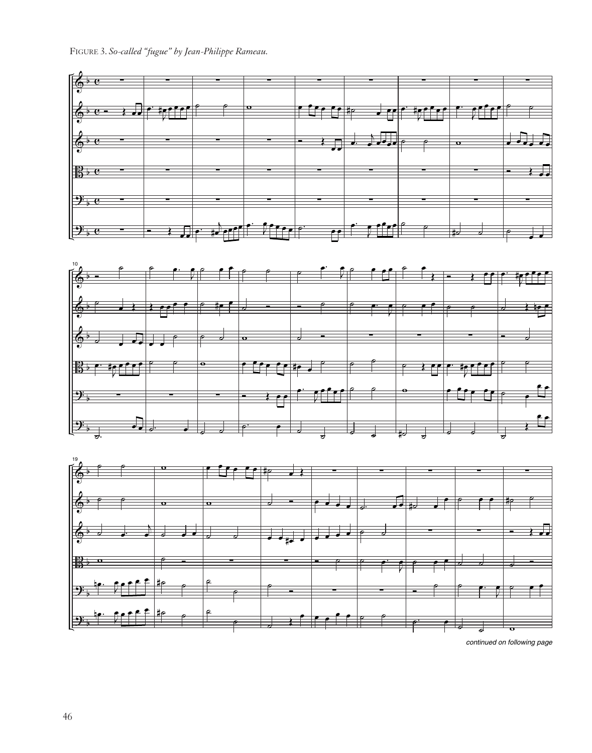FIGURE 3. *So-called "fugue" by Jean-Philippe Rameau.*

*continued on following page*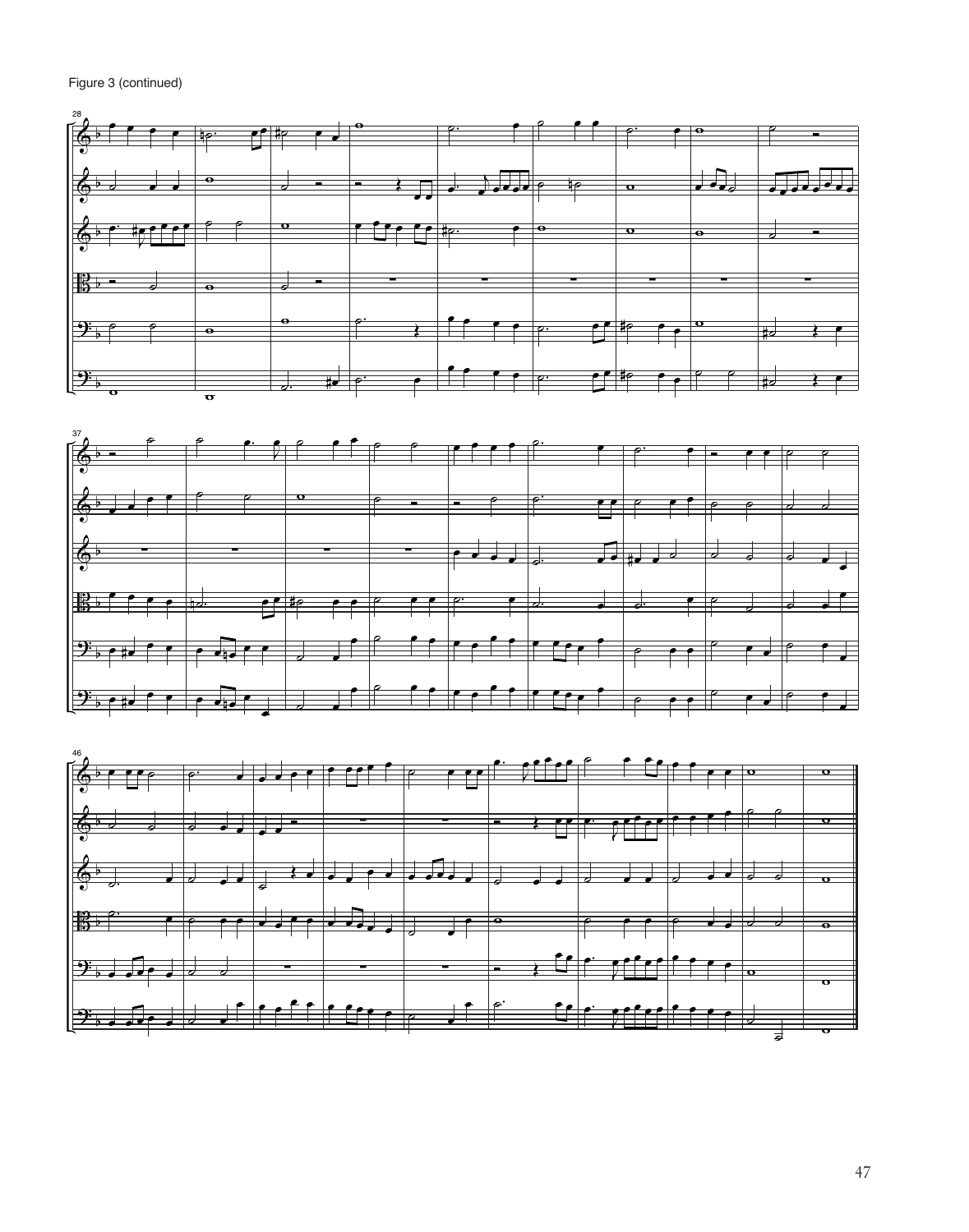Figure 3 (continued)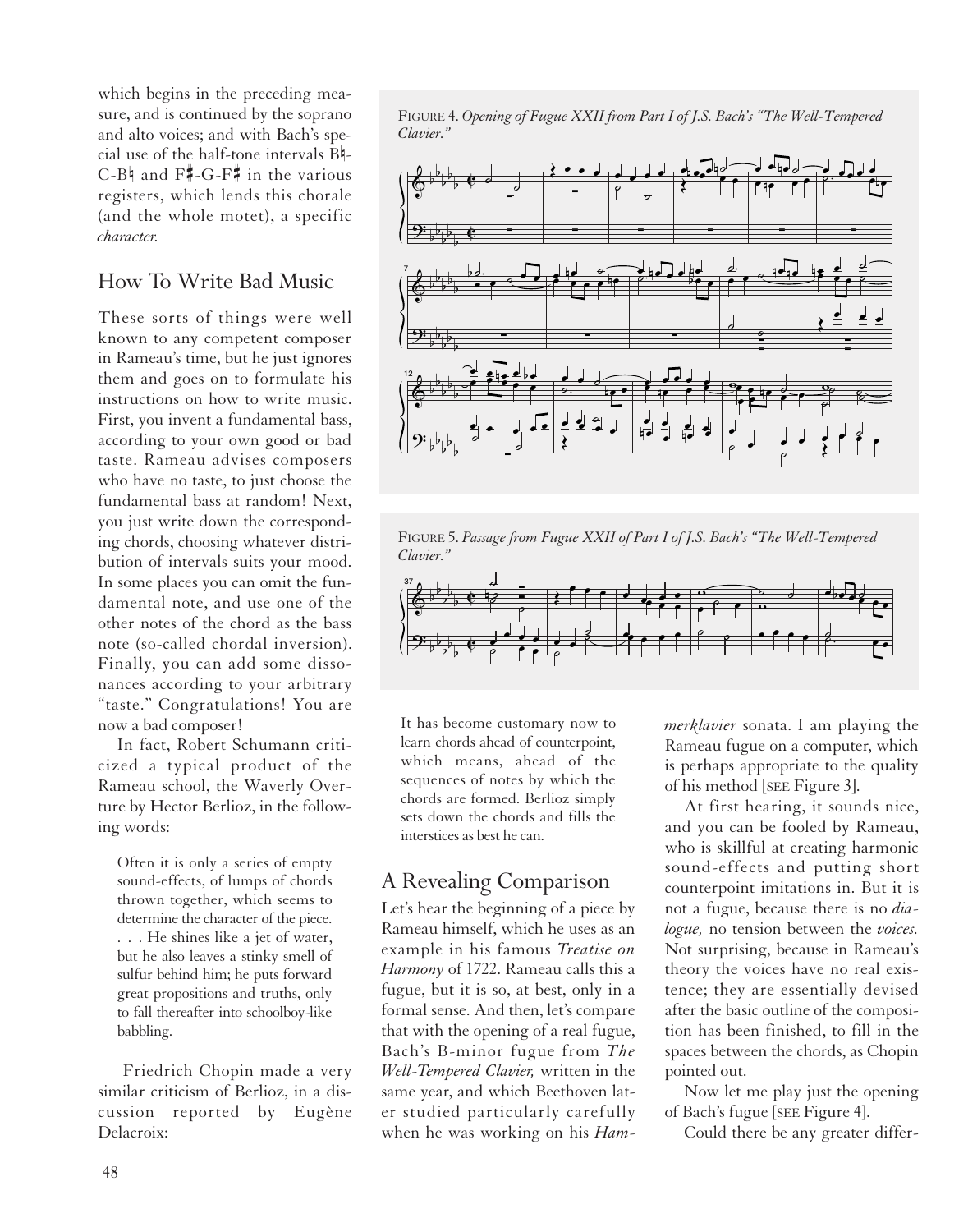which begins in the preceding measure, and is continued by the soprano and alto voices; and with Bach's special use of the half-tone intervals B♮-C-B♮ and F♯-G-F♯ in the various registers, which lends this chorale (and the whole motet), a specific *character.*

## How To Write Bad Music

These sorts of things were well known to any competent composer in Rameau's time, but he just ignores them and goes on to formulate his instructions on how to write music. First, you invent a fundamental bass, according to your own good or bad taste. Rameau advises composers who have no taste, to just choose the fundamental bass at random! Next, you just write down the corresponding chords, choosing whatever distribution of intervals suits your mood. In some places you can omit the fundamental note, and use one of the other notes of the chord as the bass note (so-called chordal inversion). Finally, you can add some dissonances according to your arbitrary "taste." Congratulations! You are now a bad composer!

In fact, Robert Schumann criticized a typical product of the Rameau school, the Waverly Overture by Hector Berlioz, in the following words:

> Often it is only a series of empty sound-effects, of lumps of chords thrown together, which seems to determine the character of the piece. . . . He shines like a jet of water, but he also leaves a stinky smell of sulfur behind him; he puts forward great propositions and truths, only to fall thereafter into schoolboy-like babbling.

Friedrich Chopin made a very similar criticism of Berlioz, in a discussion reported by Eugène Delacroix:

FIGURE 4. *Opening of Fugue XXII from Part I of J.S. Bach's "The Well-Tempered Clavier."*

FIGURE 5. *Passage from Fugue XXII of Part I of J.S. Bach's "The Well-Tempered Clavier."*

> It has become customary now to learn chords ahead of counterpoint, which means, ahead of the sequences of notes by which the chords are formed. Berlioz simply sets down the chords and fills the interstices as best he can.

## A Revealing Comparison

Let's hear the beginning of a piece by Rameau himself, which he uses as an example in his famous *Treatise on Harmony* of 1722. Rameau calls this a fugue, but it is so, at best, only in a formal sense. And then, let's compare that with the opening of a real fugue, Bach's B-minor fugue from *The Well-Tempered Clavier,* written in the same year, and which Beethoven later studied particularly carefully when he was working on his *Hammerklavier* sonata. I am playing the Rameau fugue on a computer, which is perhaps appropriate to the quality of his method [SEE Figure 3].

At first hearing, it sounds nice, and you can be fooled by Rameau, who is skillful at creating harmonic sound-effects and putting short counterpoint imitations in. But it is not a fugue, because there is no *dialogue,* no tension between the *voices.* Not surprising, because in Rameau's theory the voices have no real existence; they are essentially devised after the basic outline of the composition has been finished, to fill in the spaces between the chords, as Chopin pointed out.

Now let me play just the opening of Bach's fugue [SEE Figure 4].

Could there be any greater differ-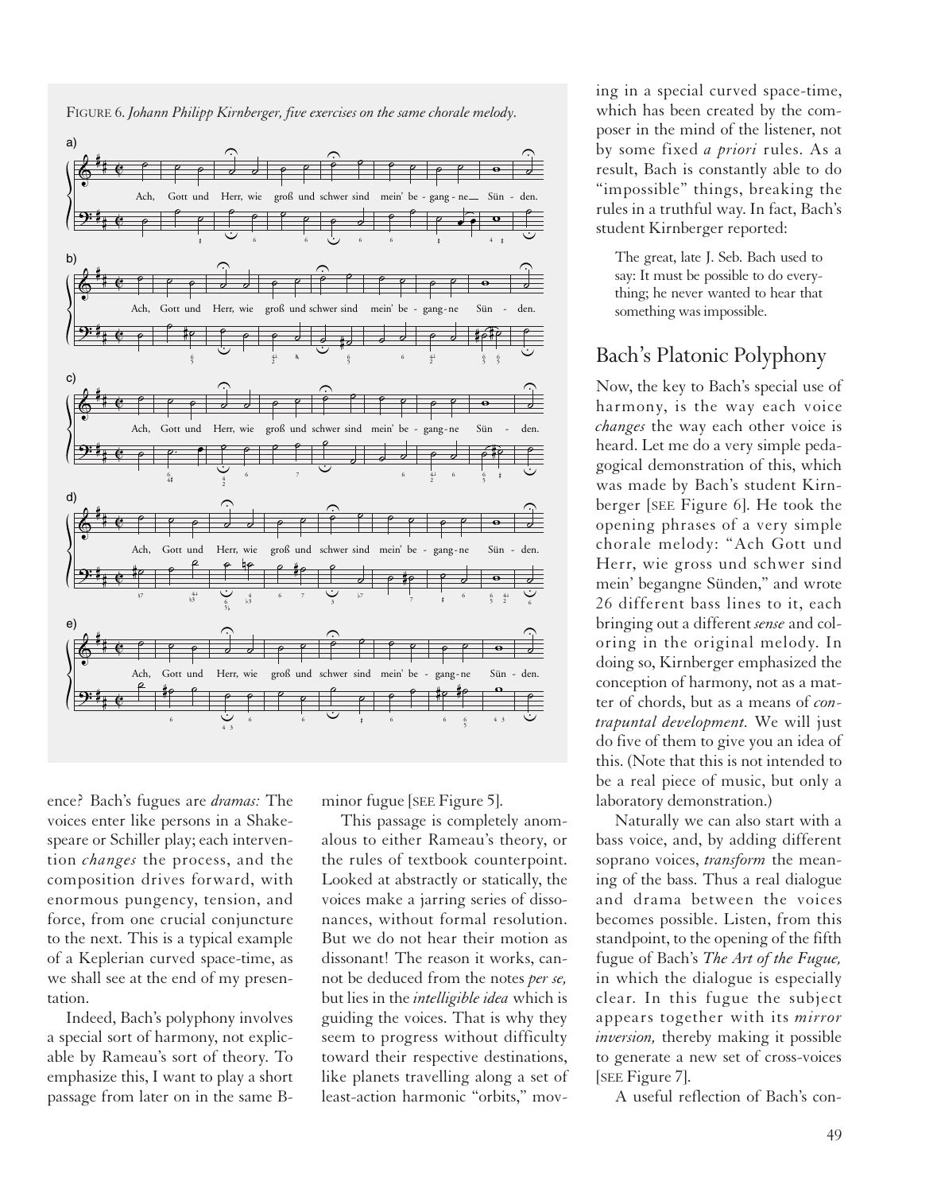FIGURE 6. *Johann Philipp Kirnberger, five exercises on the same chorale melody.*

ence? Bach's fugues are *dramas:* The voices enter like persons in a Shakespeare or Schiller play; each intervention *changes* the process, and the composition drives forward, with enormous pungency, tension, and force, from one crucial conjuncture to the next. This is a typical example of a Keplerian curved space-time, as we shall see at the end of my presentation.

Indeed, Bach's polyphony involves a special sort of harmony, not explicable by Rameau's sort of theory. To emphasize this, I want to play a short passage from later on in the same B-minor fugue [SEE Figure 5].

This passage is completely anomalous to either Rameau's theory, or the rules of textbook counterpoint. Looked at abstractly or statically, the voices make a jarring series of dissonances, without formal resolution. But we do not hear their motion as dissonant! The reason it works, cannot be deduced from the notes *per se,* but lies in the *intelligible idea* which is guiding the voices. That is why they seem to progress without difficulty toward their respective destinations, like planets travelling along a set of least-action harmonic "orbits," moving in a special curved space-time, which has been created by the composer in the mind of the listener, not by some fixed *a priori* rules. As a result, Bach is constantly able to do "impossible" things, breaking the rules in a truthful way. In fact, Bach's student Kirnberger reported:

> The great, late J. Seb. Bach used to say: It must be possible to do everything; he never wanted to hear that something was impossible.

## Bach's Platonic Polyphony

Now, the key to Bach's special use of harmony, is the way each voice *changes* the way each other voice is heard. Let me do a very simple pedagogical demonstration of this, which was made by Bach's student Kirnberger [SEE Figure 6]. He took the opening phrases of a very simple chorale melody: "Ach Gott und Herr, wie gross und schwer sind mein' begangne Sünden," and wrote 26 different bass lines to it, each bringing out a different *sense* and coloring in the original melody. In doing so, Kirnberger emphasized the conception of harmony, not as a matter of chords, but as a means of *contrapuntal development.* We will just do five of them to give you an idea of this. (Note that this is not intended to be a real piece of music, but only a laboratory demonstration.)

Naturally we can also start with a bass voice, and, by adding different soprano voices, *transform* the meaning of the bass. Thus a real dialogue and drama between the voices becomes possible. Listen, from this standpoint, to the opening of the fifth fugue of Bach's *The Art of the Fugue,* in which the dialogue is especially clear. In this fugue the subject appears together with its *mirror inversion,* thereby making it possible to generate a new set of cross-voices [SEE Figure 7].

A useful reflection of Bach's con-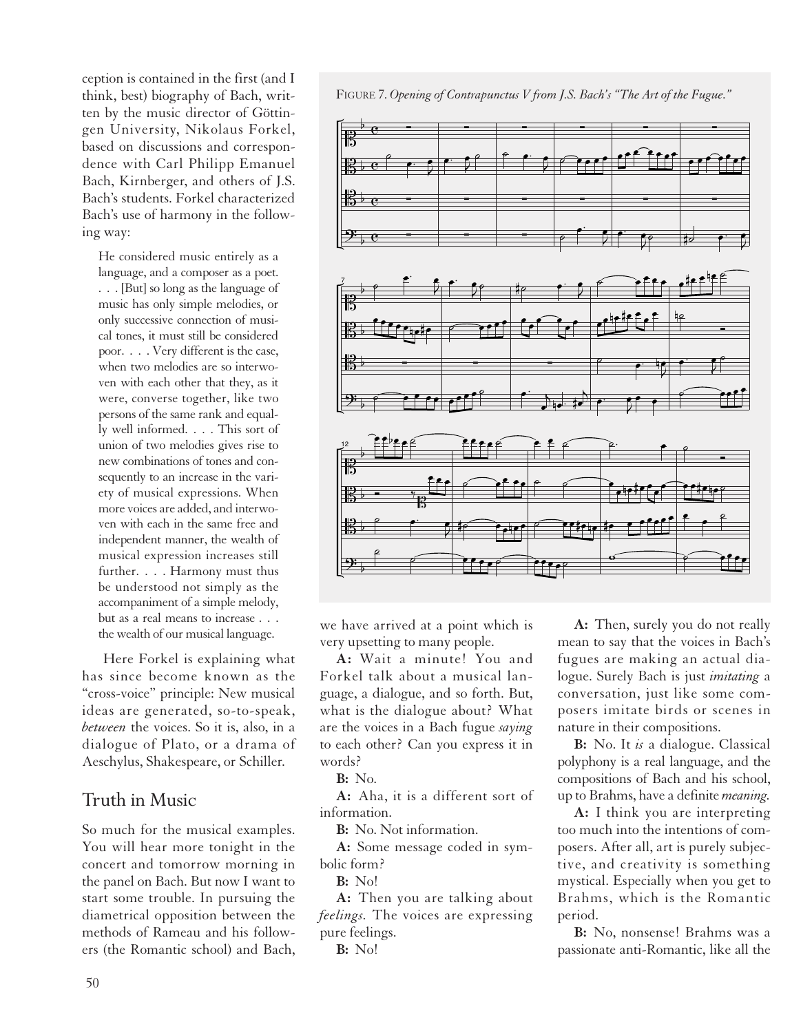ception is contained in the first (and I think, best) biography of Bach, written by the music director of Göttingen University, Nikolaus Forkel, based on discussions and correspondence with Carl Philipp Emanuel Bach, Kirnberger, and others of J.S. Bach's students. Forkel characterized Bach's use of harmony in the following way:

> He considered music entirely as a language, and a composer as a poet. . . . [But] so long as the language of music has only simple melodies, or only successive connection of musical tones, it must still be considered poor. . . . Very different is the case, when two melodies are so interwoven with each other that they, as it were, converse together, like two persons of the same rank and equally well informed. . . . This sort of union of two melodies gives rise to new combinations of tones and consequently to an increase in the variety of musical expressions. When more voices are added, and interwoven with each in the same free and independent manner, the wealth of musical expression increases still further. . . . Harmony must thus be understood not simply as the accompaniment of a simple melody, but as a real means to increase . . . the wealth of our musical language.

Here Forkel is explaining what has since become known as the "cross-voice" principle: New musical ideas are generated, so-to-speak, *between* the voices. So it is, also, in a dialogue of Plato, or a drama of Aeschylus, Shakespeare, or Schiller.

FIGURE 7. *Opening of Contrapunctus V from J.S. Bach's "The Art of the Fugue."*

## Truth in Music

So much for the musical examples. You will hear more tonight in the concert and tomorrow morning in the panel on Bach. But now I want to start some trouble. In pursuing the diametrical opposition between the methods of Rameau and his followers (the Romantic school) and Bach, we have arrived at a point which is very upsetting to many people.

**A:** Wait a minute! You and Forkel talk about a musical language, a dialogue, and so forth. But, what is the dialogue about? What are the voices in a Bach fugue *saying* to each other? Can you express it in words?

**B:** No.

**A:** Aha, it is a different sort of information.

**B:** No. Not information.

**A:** Some message coded in symbolic form?

**B:** No!

**A:** Then you are talking about *feelings.* The voices are expressing pure feelings.

**B:** No!

**A:** Then, surely you do not really mean to say that the voices in Bach's fugues are making an actual dialogue. Surely Bach is just *imitating* a conversation, just like some composers imitate birds or scenes in nature in their compositions.

**B:** No. It *is* a dialogue. Classical polyphony is a real language, and the compositions of Bach and his school, up to Brahms, have a definite *meaning.*

**A:** I think you are interpreting too much into the intentions of composers. After all, art is purely subjective, and creativity is something mystical. Especially when you get to Brahms, which is the Romantic period.

**B:** No, nonsense! Brahms was a passionate anti-Romantic, like all the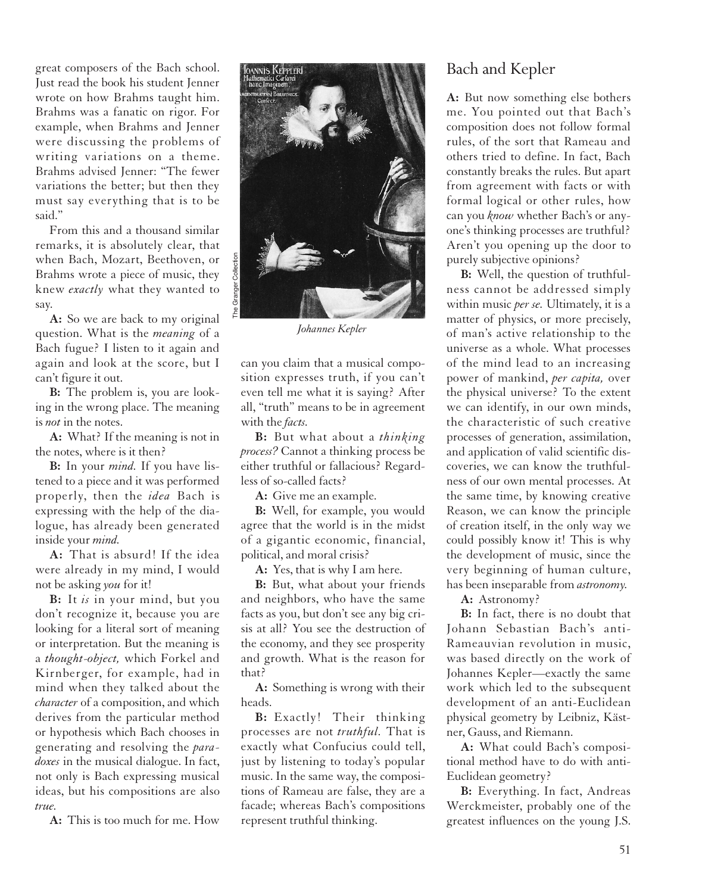great composers of the Bach school. Just read the book his student Jenner wrote on how Brahms taught him. Brahms was a fanatic on rigor. For example, when Brahms and Jenner were discussing the problems of writing variations on a theme. Brahms advised Jenner: "The fewer variations the better; but then they must say everything that is to be said."

From this and a thousand similar remarks, it is absolutely clear, that when Bach, Mozart, Beethoven, or Brahms wrote a piece of music, they knew *exactly* what they wanted to say.

**A:** So we are back to my original question. What is the *meaning* of a Bach fugue? I listen to it again and again and look at the score, but I can't figure it out.

**B:** The problem is, you are looking in the wrong place. The meaning is *not* in the notes.

**A:** What? If the meaning is not in the notes, where is it then?

**B:** In your *mind.* If you have listened to a piece and it was performed properly, then the *idea* Bach is expressing with the help of the dialogue, has already been generated inside your *mind.*

**A:** That is absurd! If the idea were already in my mind, I would not be asking *you* for it!

**B:** It *is* in your mind, but you don't recognize it, because you are looking for a literal sort of meaning or interpretation. But the meaning is a *thought-object,* which Forkel and Kirnberger, for example, had in mind when they talked about the *character* of a composition, and which derives from the particular method or hypothesis which Bach chooses in generating and resolving the *paradoxes* in the musical dialogue. In fact, not only is Bach expressing musical ideas, but his compositions are also *true.*

**A:** This is too much for me. How can you claim that a musical composition expresses truth, if you can't even tell me what it is saying? After all, "truth" means to be in agreement with the *facts.*

**B:** But what about a *thinking process?* Cannot a thinking process be either truthful or fallacious? Regardless of so-called facts?

**A:** Give me an example.

**B:** Well, for example, you would agree that the world is in the midst of a gigantic economic, financial, political, and moral crisis?

**A:** Yes, that is why I am here.

**B:** But, what about your friends and neighbors, who have the same facts as you, but don't see any big crisis at all? You see the destruction of the economy, and they see prosperity and growth. What is the reason for that?

**A:** Something is wrong with their heads.

**B:** Exactly! Their thinking processes are not *truthful.* That is exactly what Confucius could tell, just by listening to today's popular music. In the same way, the compositions of Rameau are false, they are a facade; whereas Bach's compositions represent truthful thinking.

The Granger Collection

*Johannes Kepler*

## Bach and Kepler

**A:** But now something else bothers me. You pointed out that Bach's composition does not follow formal rules, of the sort that Rameau and others tried to define. In fact, Bach constantly breaks the rules. But apart from agreement with facts or with formal logical or other rules, how can you *know* whether Bach's or anyone's thinking processes are truthful? Aren't you opening up the door to purely subjective opinions?

**B:** Well, the question of truthfulness cannot be addressed simply within music *per se.* Ultimately, it is a matter of physics, or more precisely, of man's active relationship to the universe as a whole. What processes of the mind lead to an increasing power of mankind, *per capita,* over the physical universe? To the extent we can identify, in our own minds, the characteristic of such creative processes of generation, assimilation, and application of valid scientific discoveries, we can know the truthfulness of our own mental processes. At the same time, by knowing creative Reason, we can know the principle of creation itself, in the only way we could possibly know it! This is why the development of music, since the very beginning of human culture, has been inseparable from *astronomy.*

**A:** Astronomy?

**B:** In fact, there is no doubt that Johann Sebastian Bach's anti-Rameauvian revolution in music, was based directly on the work of Johannes Kepler—exactly the same work which led to the subsequent development of an anti-Euclidean physical geometry by Leibniz, Kästner, Gauss, and Riemann.

**A:** What could Bach's compositional method have to do with anti-Euclidean geometry?

**B:** Everything. In fact, Andreas Werckmeister, probably one of the greatest influences on the young J.S.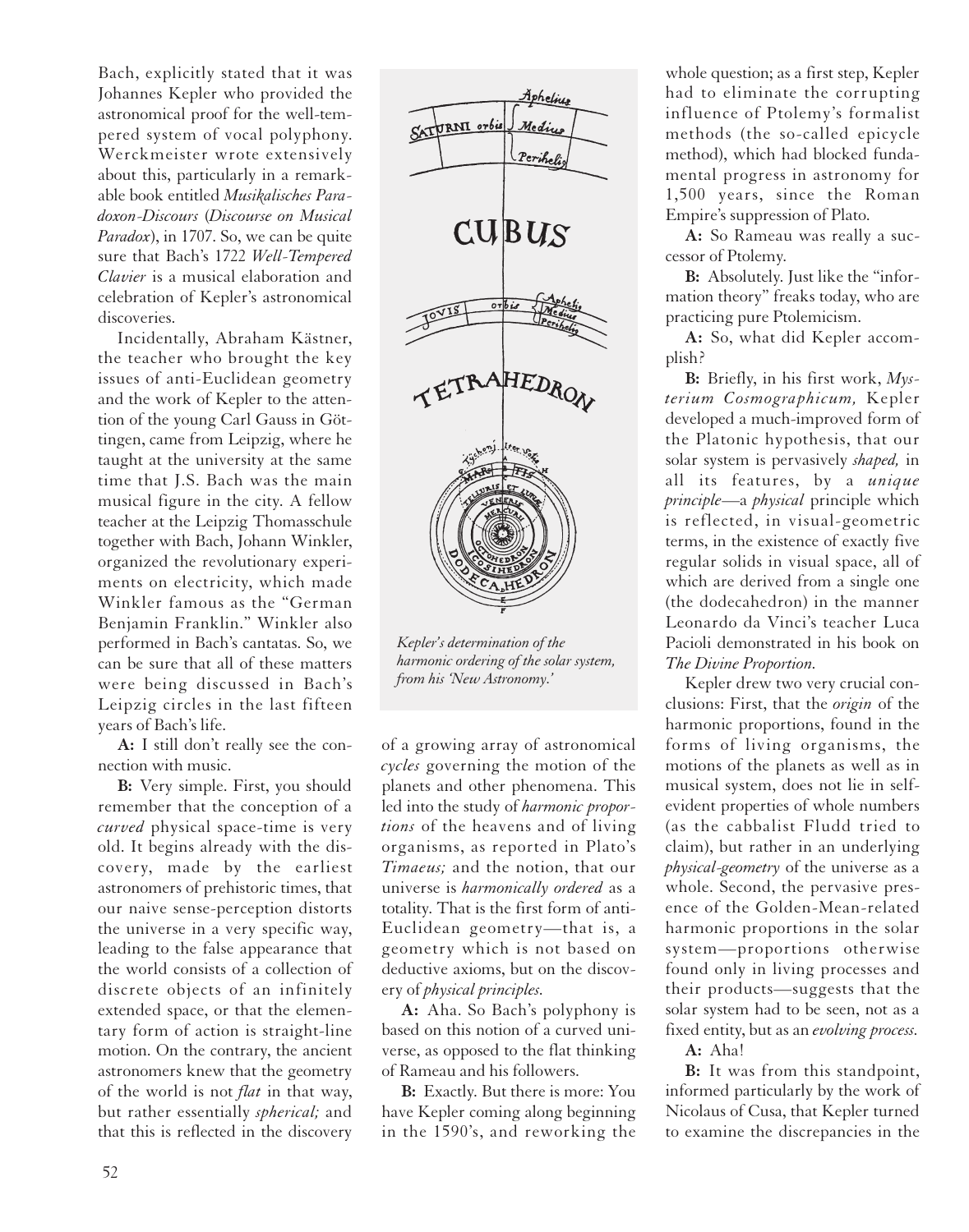Bach, explicitly stated that it was Johannes Kepler who provided the astronomical proof for the well-tempered system of vocal polyphony. Werckmeister wrote extensively about this, particularly in a remarkable book entitled *Musikalisches Paradoxon-Discours* (*Discourse on Musical Paradox*), in 1707. So, we can be quite sure that Bach's 1722 *Well-Tempered Clavier* is a musical elaboration and celebration of Kepler's astronomical discoveries.

Incidentally, Abraham Kästner, the teacher who brought the key issues of anti-Euclidean geometry and the work of Kepler to the attention of the young Carl Gauss in Göttingen, came from Leipzig, where he taught at the university at the same time that J.S. Bach was the main musical figure in the city. A fellow teacher at the Leipzig Thomasschule together with Bach, Johann Winkler, organized the revolutionary experiments on electricity, which made Winkler famous as the "German Benjamin Franklin." Winkler also performed in Bach's cantatas. So, we can be sure that all of these matters were being discussed in Bach's Leipzig circles in the last fifteen years of Bach's life.

**A:** I still don't really see the connection with music.

**B:** Very simple. First, you should remember that the conception of a *curved* physical space-time is very old. It begins already with the discovery, made by the earliest astronomers of prehistoric times, that our naive sense-perception distorts the universe in a very specific way, leading to the false appearance that the world consists of a collection of discrete objects of an infinitely extended space, or that the elementary form of action is straight-line motion. On the contrary, the ancient astronomers knew that the geometry of the world is not *flat* in that way, but rather essentially *spherical;* and that this is reflected in the discovery of a growing array of astronomical *cycles* governing the motion of the planets and other phenomena. This led into the study of *harmonic proportions* of the heavens and of living organisms, as reported in Plato's *Timaeus;* and the notion, that our universe is *harmonically ordered* as a totality. That is the first form of anti-Euclidean geometry—that is, a geometry which is not based on deductive axioms, but on the discovery of *physical principles.*

*Kepler's determination of the harmonic ordering of the solar system, from his 'New Astronomy.'*

**A:** Aha. So Bach's polyphony is based on this notion of a curved universe, as opposed to the flat thinking of Rameau and his followers.

**B:** Exactly. But there is more: You have Kepler coming along beginning in the 1590's, and reworking the whole question; as a first step, Kepler had to eliminate the corrupting influence of Ptolemy's formalist methods (the so-called epicycle method), which had blocked fundamental progress in astronomy for 1,500 years, since the Roman Empire's suppression of Plato.

**A:** So Rameau was really a successor of Ptolemy.

**B:** Absolutely. Just like the "information theory" freaks today, who are practicing pure Ptolemicism.

**A:** So, what did Kepler accomplish?

**B:** Briefly, in his first work, *Mysterium Cosmographicum,* Kepler developed a much-improved form of the Platonic hypothesis, that our solar system is pervasively *shaped,* in all its features, by a *unique principle*—a *physical* principle which is reflected, in visual-geometric terms, in the existence of exactly five regular solids in visual space, all of which are derived from a single one (the dodecahedron) in the manner Leonardo da Vinci's teacher Luca Pacioli demonstrated in his book on *The Divine Proportion.*

Kepler drew two very crucial conclusions: First, that the *origin* of the harmonic proportions, found in the forms of living organisms, the motions of the planets as well as in musical system, does not lie in self-evident properties of whole numbers (as the cabbalist Fludd tried to claim), but rather in an underlying *physical-geometry* of the universe as a whole. Second, the pervasive presence of the Golden-Mean-related harmonic proportions in the solar system—proportions otherwise found only in living processes and their products—suggests that the solar system had to be seen, not as a fixed entity, but as an *evolving process.*

**A:** Aha!

**B:** It was from this standpoint, informed particularly by the work of Nicolaus of Cusa, that Kepler turned to examine the discrepancies in the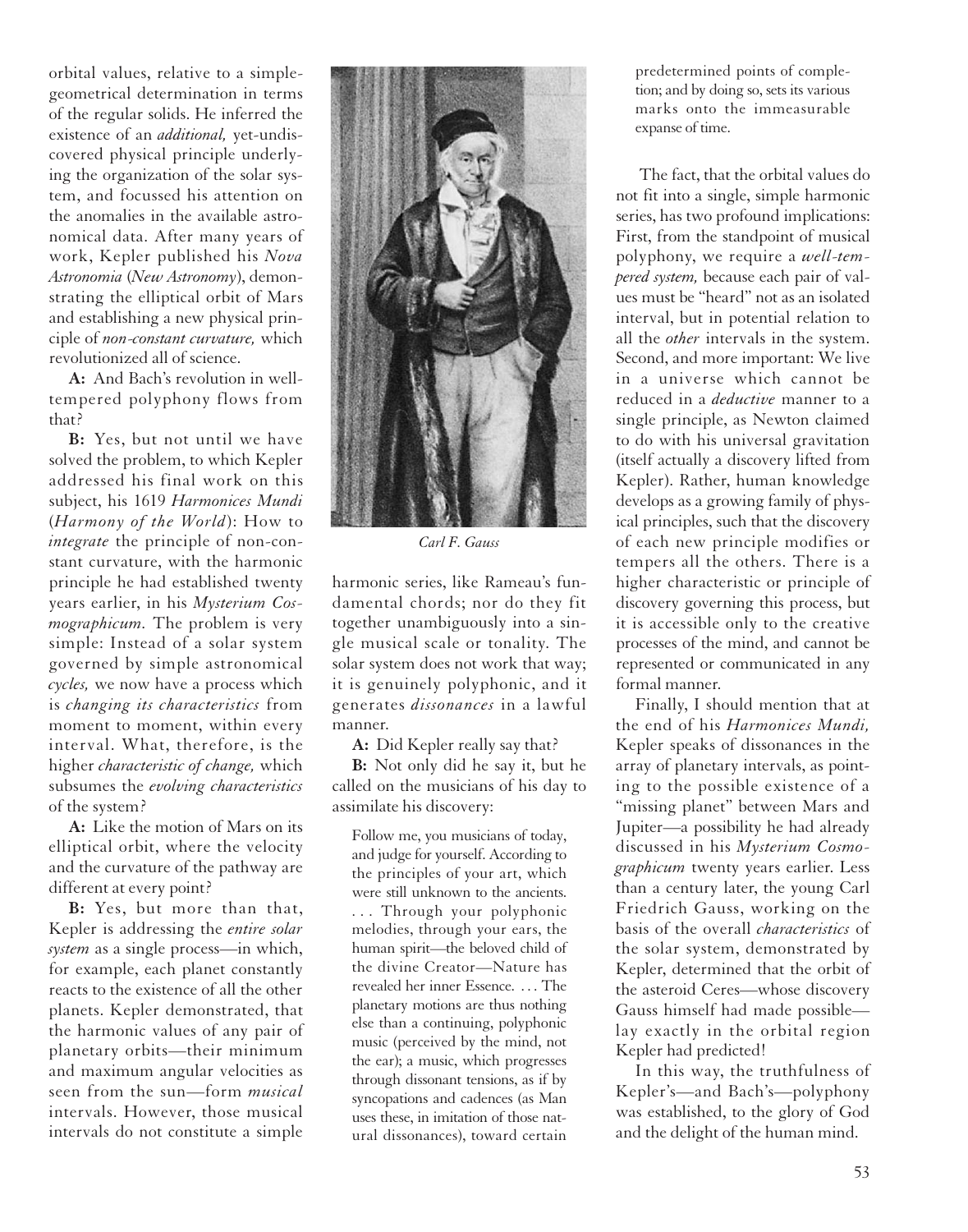orbital values, relative to a simple-geometrical determination in terms of the regular solids. He inferred the existence of an *additional,* yet-undiscovered physical principle underlying the organization of the solar system, and focussed his attention on the anomalies in the available astronomical data. After many years of work, Kepler published his *Nova Astronomia* (*New Astronomy*), demonstrating the elliptical orbit of Mars and establishing a new physical principle of *non-constant curvature,* which revolutionized all of science.

**A:** And Bach's revolution in well-tempered polyphony flows from that?

**B:** Yes, but not until we have solved the problem, to which Kepler addressed his final work on this subject, his 1619 *Harmonices Mundi* (*Harmony of the World*): How to *integrate* the principle of non-constant curvature, with the harmonic principle he had established twenty years earlier, in his *Mysterium Cosmographicum.* The problem is very simple: Instead of a solar system governed by simple astronomical *cycles,* we now have a process which is *changing its characteristics* from moment to moment, within every interval. What, therefore, is the higher *characteristic of change,* which subsumes the *evolving characteristics* of the system?

**A:** Like the motion of Mars on its elliptical orbit, where the velocity and the curvature of the pathway are different at every point?

**B:** Yes, but more than that, Kepler is addressing the *entire solar system* as a single process—in which, for example, each planet constantly reacts to the existence of all the other planets. Kepler demonstrated, that the harmonic values of any pair of planetary orbits—their minimum and maximum angular velocities as seen from the sun—form *musical* intervals. However, those musical intervals do not constitute a simple harmonic series, like Rameau's fundamental chords; nor do they fit together unambiguously into a single musical scale or tonality. The solar system does not work that way; it is genuinely polyphonic, and it generates *dissonances* in a lawful manner.

*Carl F. Gauss*

**A:** Did Kepler really say that?

**B:** Not only did he say it, but he called on the musicians of his day to assimilate his discovery:

> Follow me, you musicians of today, and judge for yourself. According to the principles of your art, which were still unknown to the ancients. . . . Through your polyphonic melodies, through your ears, the human spirit—the beloved child of the divine Creator—Nature has revealed her inner Essence. . . . The planetary motions are thus nothing else than a continuing, polyphonic music (perceived by the mind, not the ear); a music, which progresses through dissonant tensions, as if by syncopations and cadences (as Man uses these, in imitation of those natural dissonances), toward certain predetermined points of completion; and by doing so, sets its various marks onto the immeasurable expanse of time.

The fact, that the orbital values do not fit into a single, simple harmonic series, has two profound implications: First, from the standpoint of musical polyphony, we require a *well-tempered system,* because each pair of values must be "heard" not as an isolated interval, but in potential relation to all the *other* intervals in the system. Second, and more important: We live in a universe which cannot be reduced in a *deductive* manner to a single principle, as Newton claimed to do with his universal gravitation (itself actually a discovery lifted from Kepler). Rather, human knowledge develops as a growing family of physical principles, such that the discovery of each new principle modifies or tempers all the others. There is a higher characteristic or principle of discovery governing this process, but it is accessible only to the creative processes of the mind, and cannot be represented or communicated in any formal manner.

Finally, I should mention that at the end of his *Harmonices Mundi,* Kepler speaks of dissonances in the array of planetary intervals, as pointing to the possible existence of a "missing planet" between Mars and Jupiter—a possibility he had already discussed in his *Mysterium Cosmographicum* twenty years earlier. Less than a century later, the young Carl Friedrich Gauss, working on the basis of the overall *characteristics* of the solar system, demonstrated by Kepler, determined that the orbit of the asteroid Ceres—whose discovery Gauss himself had made possible—lay exactly in the orbital region Kepler had predicted!

In this way, the truthfulness of Kepler's—and Bach's—polyphony was established, to the glory of God and the delight of the human mind.